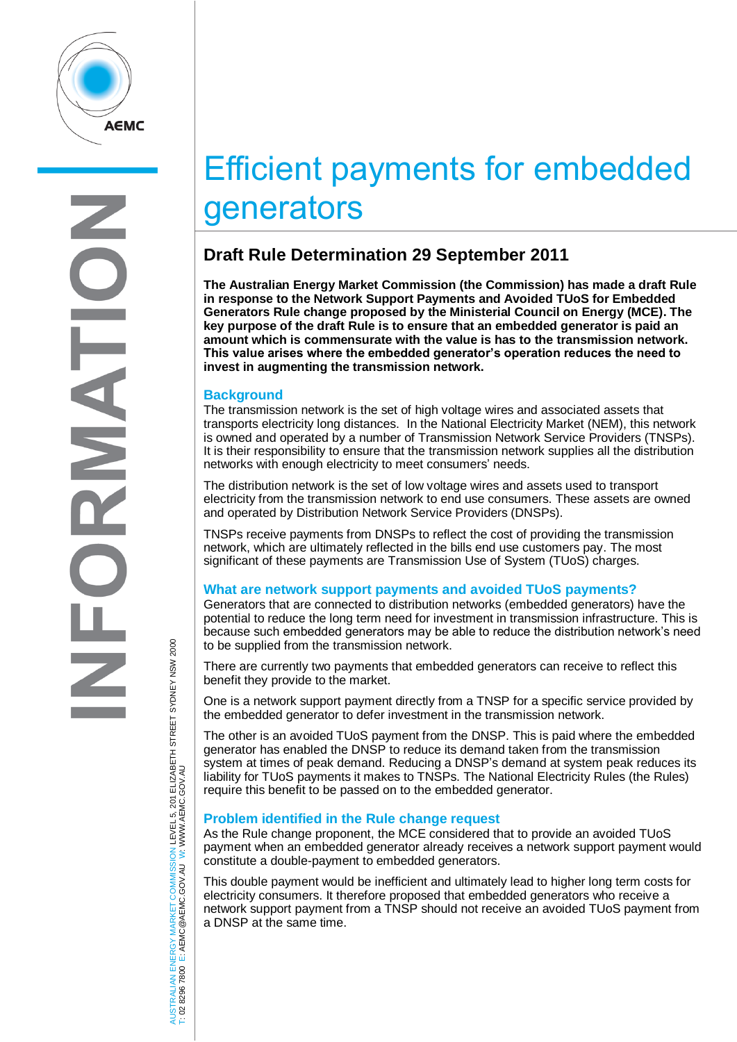# Efficient payments for embedded generators

## Draft Rule Determination 29 September 2011

**The Australian Energy Market Commission (the Commission) has made a draft Rule in response to the Network Support Payments and Avoided TUoS for Embedded Generators Rule change proposed by the Ministerial Council on Energy (MCE). The key purpose of the draft Rule is to ensure that an embedded generator is paid an amount which is commensurate with the value is has to the transmission network. This value arises where the embedded generator's operation reduces the need to invest in augmenting the transmission network.**

### Background

The transmission network is the set of high voltage wires and associated assets that transports electricity long distances. In the National Electricity Market (NEM), this network is owned and operated by a number of Transmission Network Service Providers (TNSPs). It is their responsibility to ensure that the transmission network supplies all the distribution networks with enough electricity to meet consumers' needs.

The distribution network is the set of low voltage wires and assets used to transport electricity from the transmission network to end use consumers. These assets are owned and operated by Distribution Network Service Providers (DNSPs).

TNSPs receive payments from DNSPs to reflect the cost of providing the transmission network, which are ultimately reflected in the bills end use customers pay. The most significant of these payments are Transmission Use of System (TUoS) charges.

### What are network support payments and avoided TUoS payments?

Generators that are connected to distribution networks (embedded generators) have the potential to reduce the long term need for investment in transmission infrastructure. This is because such embedded generators may be able to reduce the distribution network's need to be supplied from the transmission network.

There are currently two payments that embedded generators can receive to reflect this benefit they provide to the market.

One is a network support payment directly from a TNSP for a specific service provided by the embedded generator to defer investment in the transmission network.

The other is an avoided TUoS payment from the DNSP. This is paid where the embedded generator has enabled the DNSP to reduce its demand taken from the transmission system at times of peak demand. Reducing a DNSP's demand at system peak reduces its liability for TUoS payments it makes to TNSPs. The National Electricity Rules (the Rules) require this benefit to be passed on to the embedded generator.

### Problem identified in the Rule change request

As the Rule change proponent, the MCE considered that to provide an avoided TUoS payment when an embedded generator already receives a network support payment would constitute a double-payment to embedded generators.

This double payment would be inefficient and ultimately lead to higher long term costs for electricity consumers. It therefore proposed that embedded generators who receive a network support payment from a TNSP should not receive an avoided TUoS payment from a DNSP at the same time.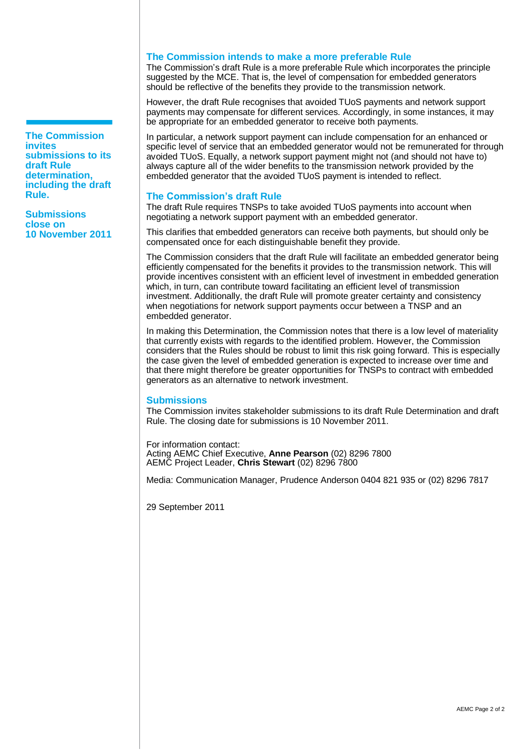**The Commission invites submissions to its draft Rule determination, including the draft Rule.**

**Submissions close on 10 November 2011**

## The Commission intends to make a more preferable Rule

The Commission's draft Rule is a more preferable Rule which incorporates the principle suggested by the MCE. That is, the level of compensation for embedded generators should be reflective of the benefits they provide to the transmission network.

However, the draft Rule recognises that avoided TUoS payments and network support payments may compensate for different services. Accordingly, in some instances, it may be appropriate for an embedded generator to receive both payments.

In particular, a network support payment can include compensation for an enhanced or specific level of service that an embedded generator would not be remunerated for through avoided TUoS. Equally, a network support payment might not (and should not have to) always capture all of the wider benefits to the transmission network provided by the embedded generator that the avoided TUoS payment is intended to reflect.

## The Commission's draft Rule

The draft Rule requires TNSPs to take avoided TUoS payments into account when negotiating a network support payment with an embedded generator.

This clarifies that embedded generators can receive both payments, but should only be compensated once for each distinguishable benefit they provide.

The Commission considers that the draft Rule will facilitate an embedded generator being efficiently compensated for the benefits it provides to the transmission network. This will provide incentives consistent with an efficient level of investment in embedded generation which, in turn, can contribute toward facilitating an efficient level of transmission investment. Additionally, the draft Rule will promote greater certainty and consistency when negotiations for network support payments occur between a TNSP and an embedded generator.

In making this Determination, the Commission notes that there is a low level of materiality that currently exists with regards to the identified problem. However, the Commission considers that the Rules should be robust to limit this risk going forward. This is especially the case given the level of embedded generation is expected to increase over time and that there might therefore be greater opportunities for TNSPs to contract with embedded generators as an alternative to network investment.

## Submissions

The Commission invites stakeholder submissions to its draft Rule Determination and draft Rule. The closing date for submissions is 10 November 2011.

For information contact:
Acting AEMC Chief Executive, **Anne Pearson** (02) 8296 7800
AEMC Project Leader, **Chris Stewart** (02) 8296 7800

Media: Communication Manager, Prudence Anderson 0404 821 935 or (02) 8296 7817

29 September 2011